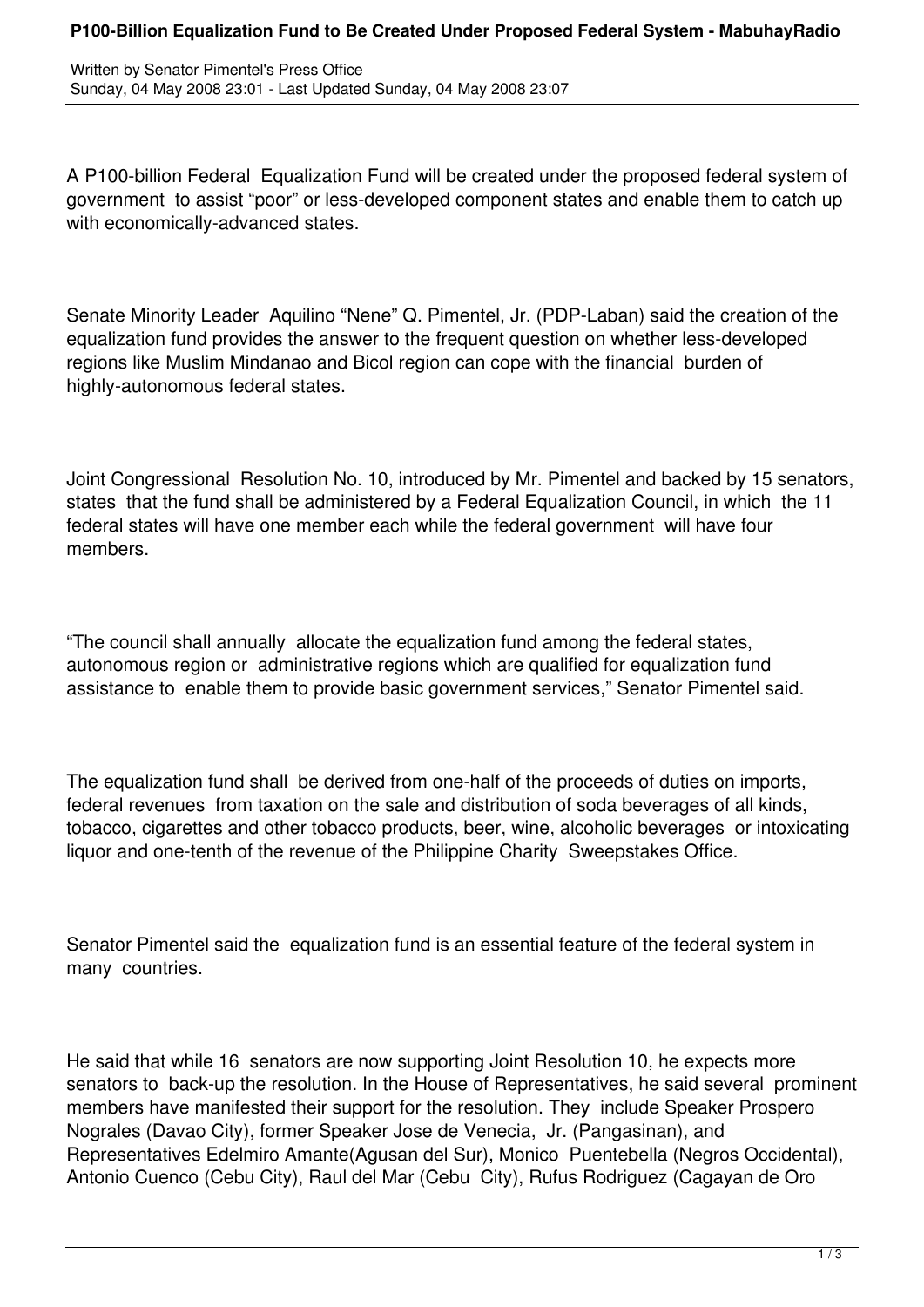# P100-Billion Equalization Fund to Be Created Under Proposed Federal System - MabuhayRadio

Written by Senator Pimentel's Press Office
Sunday, 04 May 2008 23:01 - Last Updated Sunday, 04 May 2008 23:07

A P100-billion Federal Equalization Fund will be created under the proposed federal system of government to assist "poor" or less-developed component states and enable them to catch up with economically-advanced states.

Senate Minority Leader Aquilino "Nene" Q. Pimentel, Jr. (PDP-Laban) said the creation of the equalization fund provides the answer to the frequent question on whether less-developed regions like Muslim Mindanao and Bicol region can cope with the financial burden of highly-autonomous federal states.

Joint Congressional Resolution No. 10, introduced by Mr. Pimentel and backed by 15 senators, states that the fund shall be administered by a Federal Equalization Council, in which the 11 federal states will have one member each while the federal government will have four members.

"The council shall annually allocate the equalization fund among the federal states, autonomous region or administrative regions which are qualified for equalization fund assistance to enable them to provide basic government services," Senator Pimentel said.

The equalization fund shall be derived from one-half of the proceeds of duties on imports, federal revenues from taxation on the sale and distribution of soda beverages of all kinds, tobacco, cigarettes and other tobacco products, beer, wine, alcoholic beverages or intoxicating liquor and one-tenth of the revenue of the Philippine Charity Sweepstakes Office.

Senator Pimentel said the equalization fund is an essential feature of the federal system in many countries.

He said that while 16 senators are now supporting Joint Resolution 10, he expects more senators to back-up the resolution. In the House of Representatives, he said several prominent members have manifested their support for the resolution. They include Speaker Prospero Nograles (Davao City), former Speaker Jose de Venecia, Jr. (Pangasinan), and Representatives Edelmiro Amante(Agusan del Sur), Monico Puentebella (Negros Occidental), Antonio Cuenco (Cebu City), Raul del Mar (Cebu City), Rufus Rodriguez (Cagayan de Oro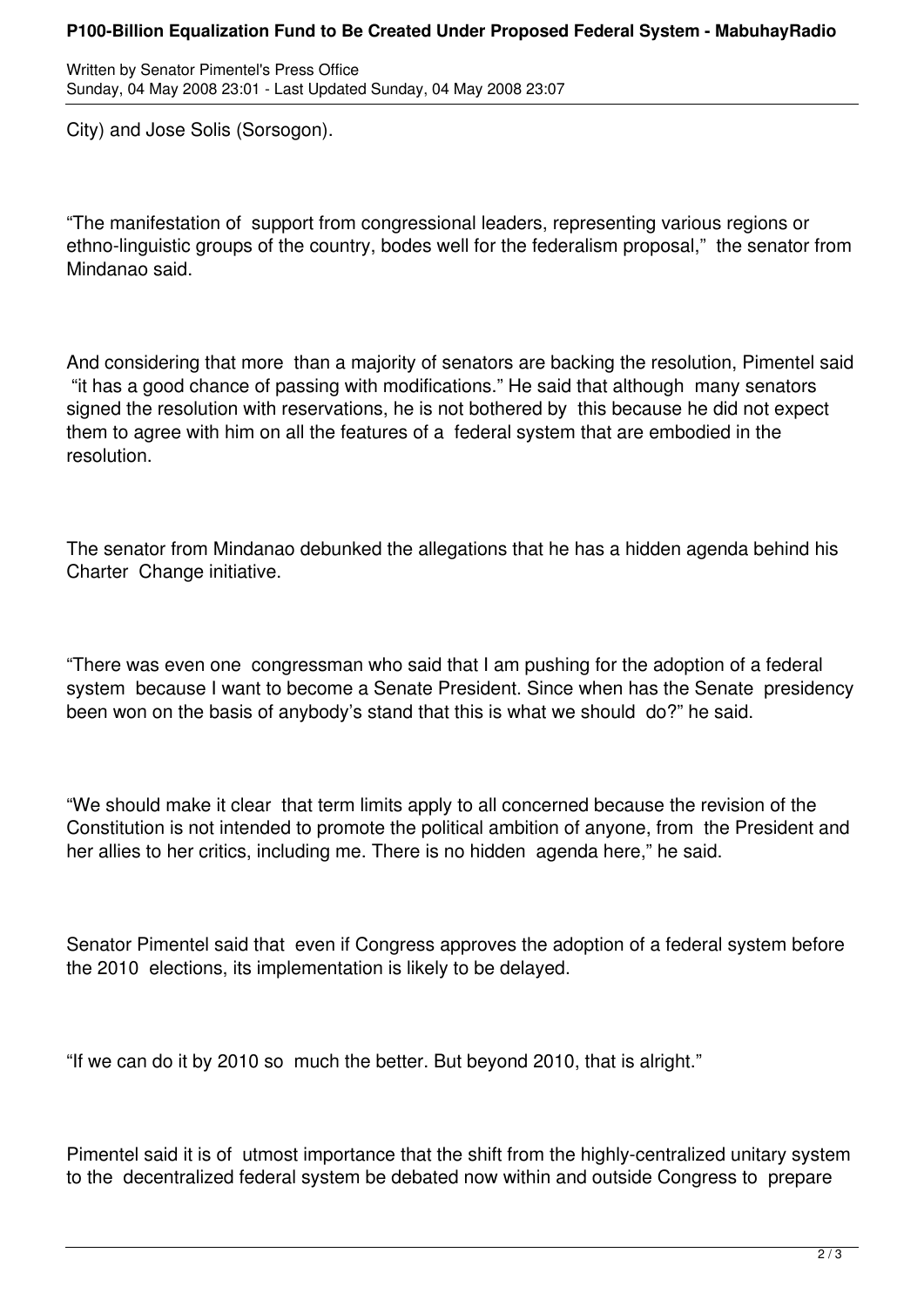City) and Jose Solis (Sorsogon).

“The manifestation of support from congressional leaders, representing various regions or ethno-linguistic groups of the country, bodes well for the federalism proposal,” the senator from Mindanao said.

And considering that more than a majority of senators are backing the resolution, Pimentel said “it has a good chance of passing with modifications.” He said that although many senators signed the resolution with reservations, he is not bothered by this because he did not expect them to agree with him on all the features of a federal system that are embodied in the resolution.

The senator from Mindanao debunked the allegations that he has a hidden agenda behind his Charter Change initiative.

“There was even one congressman who said that I am pushing for the adoption of a federal system because I want to become a Senate President. Since when has the Senate presidency been won on the basis of anybody’s stand that this is what we should do?” he said.

“We should make it clear that term limits apply to all concerned because the revision of the Constitution is not intended to promote the political ambition of anyone, from the President and her allies to her critics, including me. There is no hidden agenda here,” he said.

Senator Pimentel said that even if Congress approves the adoption of a federal system before the 2010 elections, its implementation is likely to be delayed.

“If we can do it by 2010 so much the better. But beyond 2010, that is alright.”

Pimentel said it is of utmost importance that the shift from the highly-centralized unitary system to the decentralized federal system be debated now within and outside Congress to prepare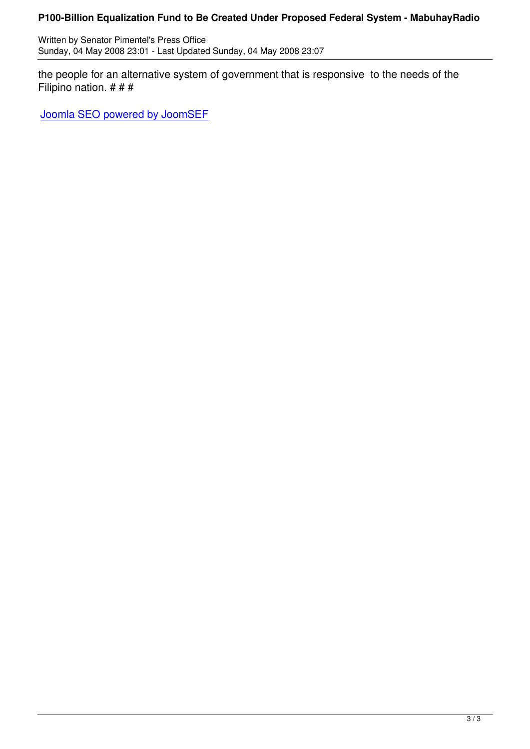the people for an alternative system of government that is responsive to the needs of the Filipino nation. # # #

[Joomla SEO powered by JoomSEF]